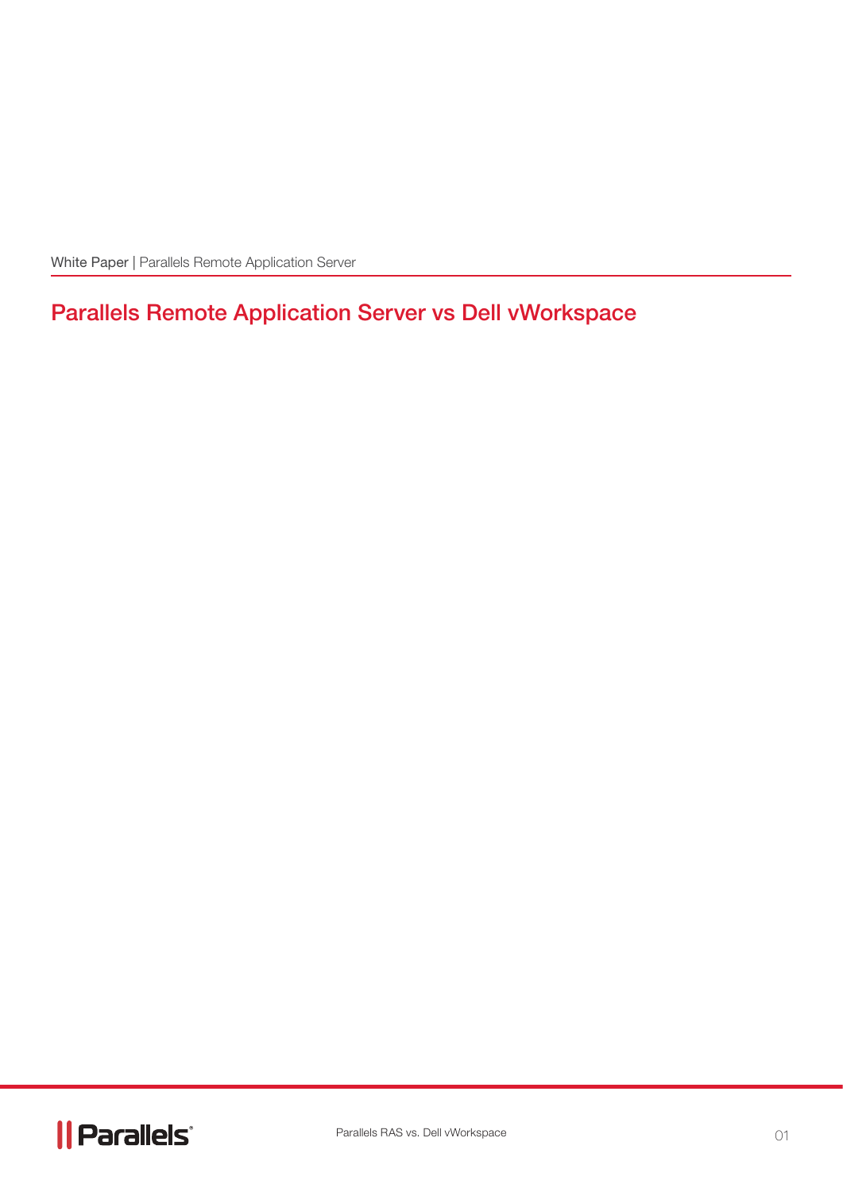White Paper | Parallels Remote Application Server

# Parallels Remote Application Server vs Dell vWorkspace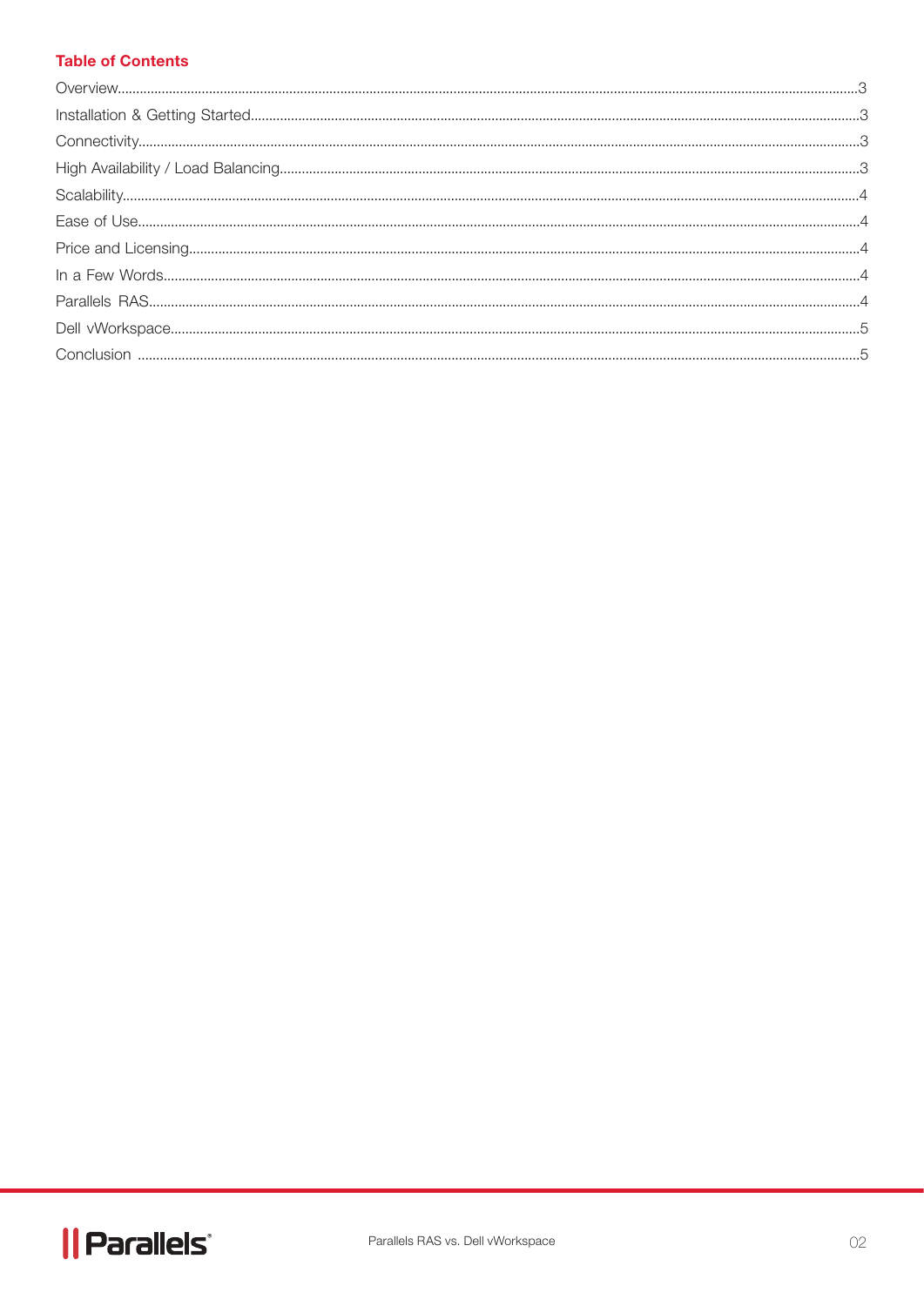## Table of Contents

| | |
|---|---|
| Overview | 3 |
| Installation & Getting Started | 3 |
| Connectivity | 3 |
| High Availability / Load Balancing | 3 |
| Scalability | 4 |
| Ease of Use | 4 |
| Price and Licensing | 4 |
| In a Few Words | 4 |
| Parallels RAS | 4 |
| Dell vWorkspace | 5 |
| Conclusion | 5 |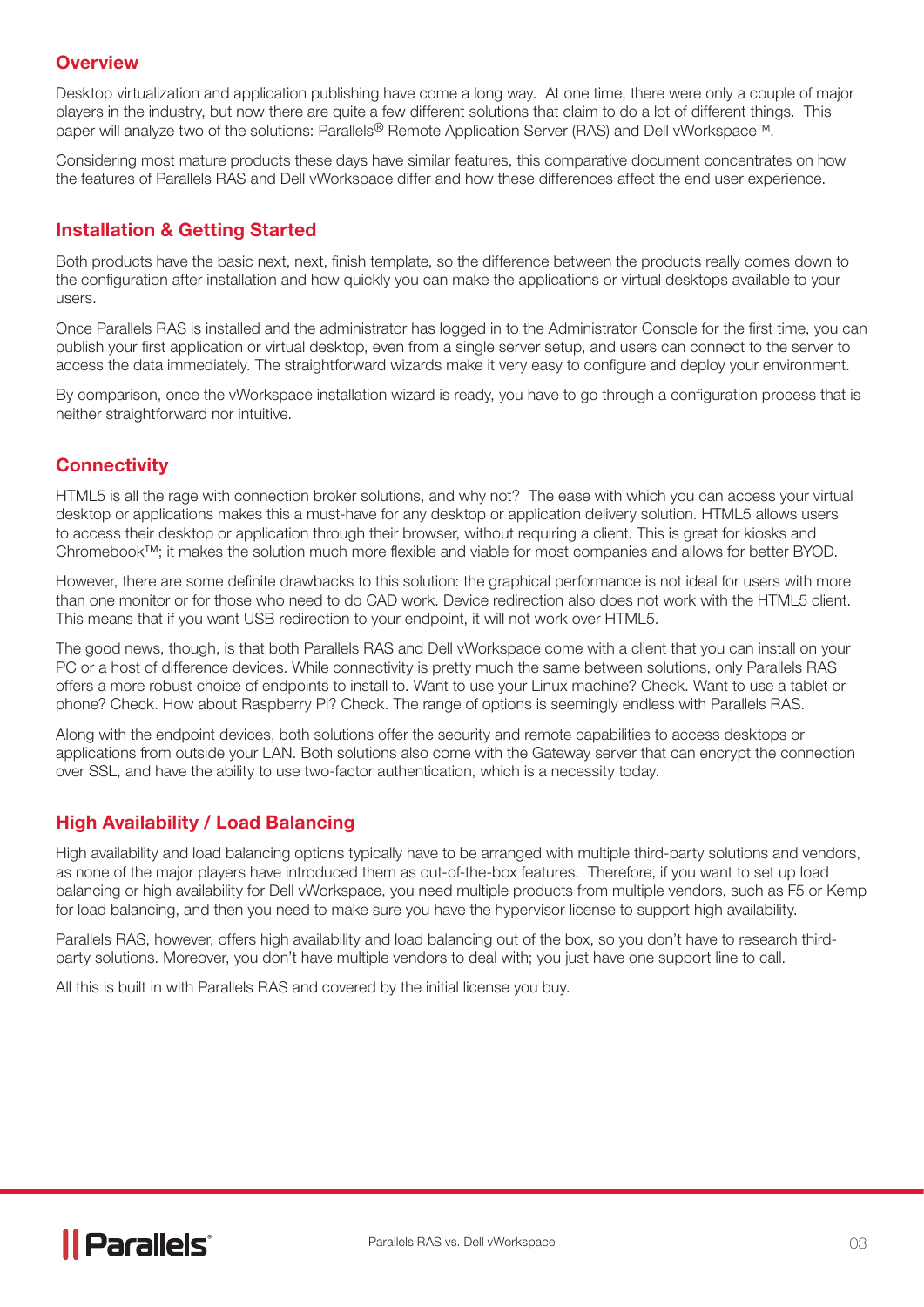## Overview

Desktop virtualization and application publishing have come a long way. At one time, there were only a couple of major players in the industry, but now there are quite a few different solutions that claim to do a lot of different things. This paper will analyze two of the solutions: Parallels® Remote Application Server (RAS) and Dell vWorkspace™.

Considering most mature products these days have similar features, this comparative document concentrates on how the features of Parallels RAS and Dell vWorkspace differ and how these differences affect the end user experience.

## Installation & Getting Started

Both products have the basic next, next, finish template, so the difference between the products really comes down to the configuration after installation and how quickly you can make the applications or virtual desktops available to your users.

Once Parallels RAS is installed and the administrator has logged in to the Administrator Console for the first time, you can publish your first application or virtual desktop, even from a single server setup, and users can connect to the server to access the data immediately. The straightforward wizards make it very easy to configure and deploy your environment.

By comparison, once the vWorkspace installation wizard is ready, you have to go through a configuration process that is neither straightforward nor intuitive.

## Connectivity

HTML5 is all the rage with connection broker solutions, and why not? The ease with which you can access your virtual desktop or applications makes this a must-have for any desktop or application delivery solution. HTML5 allows users to access their desktop or application through their browser, without requiring a client. This is great for kiosks and Chromebook™; it makes the solution much more flexible and viable for most companies and allows for better BYOD.

However, there are some definite drawbacks to this solution: the graphical performance is not ideal for users with more than one monitor or for those who need to do CAD work. Device redirection also does not work with the HTML5 client. This means that if you want USB redirection to your endpoint, it will not work over HTML5.

The good news, though, is that both Parallels RAS and Dell vWorkspace come with a client that you can install on your PC or a host of difference devices. While connectivity is pretty much the same between solutions, only Parallels RAS offers a more robust choice of endpoints to install to. Want to use your Linux machine? Check. Want to use a tablet or phone? Check. How about Raspberry Pi? Check. The range of options is seemingly endless with Parallels RAS.

Along with the endpoint devices, both solutions offer the security and remote capabilities to access desktops or applications from outside your LAN. Both solutions also come with the Gateway server that can encrypt the connection over SSL, and have the ability to use two-factor authentication, which is a necessity today.

## High Availability / Load Balancing

High availability and load balancing options typically have to be arranged with multiple third-party solutions and vendors, as none of the major players have introduced them as out-of-the-box features. Therefore, if you want to set up load balancing or high availability for Dell vWorkspace, you need multiple products from multiple vendors, such as F5 or Kemp for load balancing, and then you need to make sure you have the hypervisor license to support high availability.

Parallels RAS, however, offers high availability and load balancing out of the box, so you don't have to research third-party solutions. Moreover, you don't have multiple vendors to deal with; you just have one support line to call.

All this is built in with Parallels RAS and covered by the initial license you buy.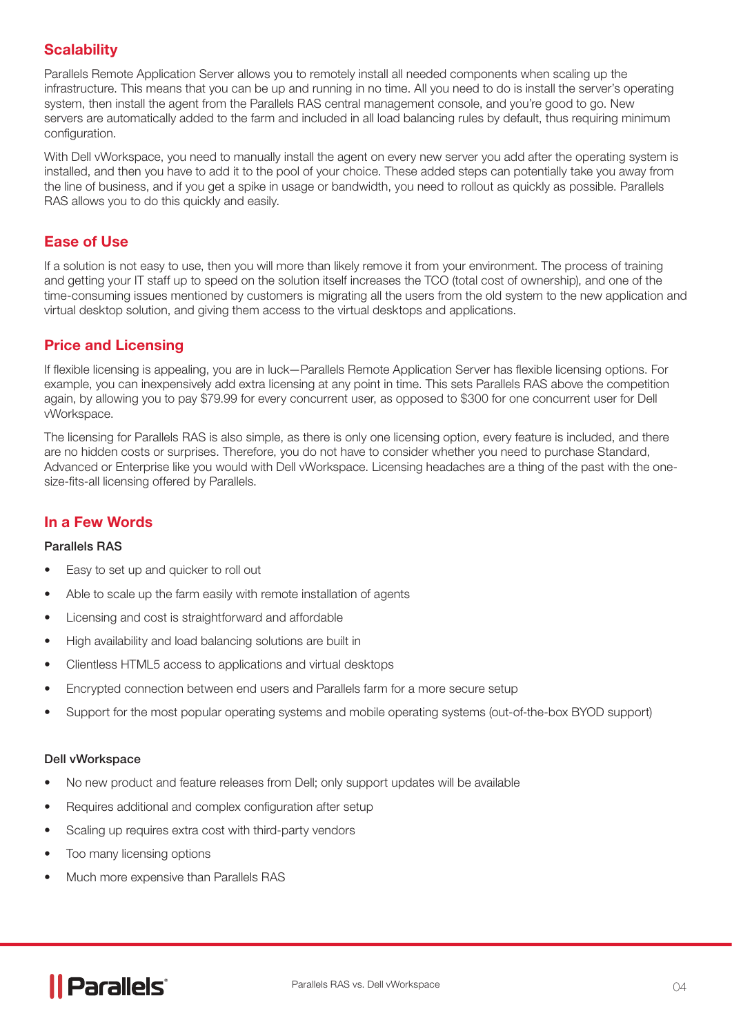## Scalability

Parallels Remote Application Server allows you to remotely install all needed components when scaling up the infrastructure. This means that you can be up and running in no time. All you need to do is install the server's operating system, then install the agent from the Parallels RAS central management console, and you're good to go. New servers are automatically added to the farm and included in all load balancing rules by default, thus requiring minimum configuration.

With Dell vWorkspace, you need to manually install the agent on every new server you add after the operating system is installed, and then you have to add it to the pool of your choice. These added steps can potentially take you away from the line of business, and if you get a spike in usage or bandwidth, you need to rollout as quickly as possible. Parallels RAS allows you to do this quickly and easily.

## Ease of Use

If a solution is not easy to use, then you will more than likely remove it from your environment. The process of training and getting your IT staff up to speed on the solution itself increases the TCO (total cost of ownership), and one of the time-consuming issues mentioned by customers is migrating all the users from the old system to the new application and virtual desktop solution, and giving them access to the virtual desktops and applications.

## Price and Licensing

If flexible licensing is appealing, you are in luck—Parallels Remote Application Server has flexible licensing options. For example, you can inexpensively add extra licensing at any point in time. This sets Parallels RAS above the competition again, by allowing you to pay $79.99 for every concurrent user, as opposed to $300 for one concurrent user for Dell vWorkspace.

The licensing for Parallels RAS is also simple, as there is only one licensing option, every feature is included, and there are no hidden costs or surprises. Therefore, you do not have to consider whether you need to purchase Standard, Advanced or Enterprise like you would with Dell vWorkspace. Licensing headaches are a thing of the past with the one-size-fits-all licensing offered by Parallels.

## In a Few Words

### Parallels RAS

- Easy to set up and quicker to roll out
- Able to scale up the farm easily with remote installation of agents
- Licensing and cost is straightforward and affordable
- High availability and load balancing solutions are built in
- Clientless HTML5 access to applications and virtual desktops
- Encrypted connection between end users and Parallels farm for a more secure setup
- Support for the most popular operating systems and mobile operating systems (out-of-the-box BYOD support)

### Dell vWorkspace

- No new product and feature releases from Dell; only support updates will be available
- Requires additional and complex configuration after setup
- Scaling up requires extra cost with third-party vendors
- Too many licensing options
- Much more expensive than Parallels RAS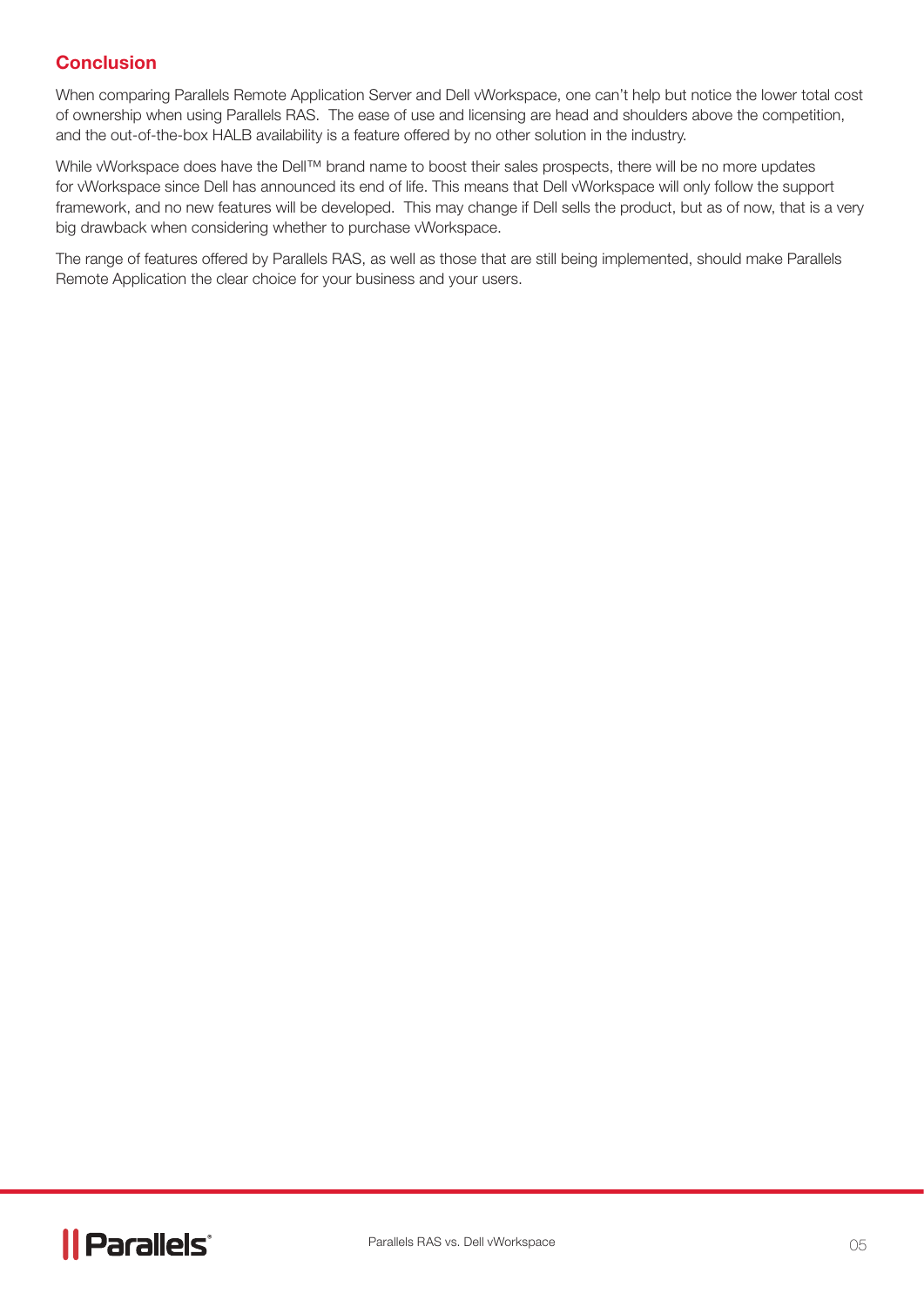## Conclusion

When comparing Parallels Remote Application Server and Dell vWorkspace, one can't help but notice the lower total cost of ownership when using Parallels RAS. The ease of use and licensing are head and shoulders above the competition, and the out-of-the-box HALB availability is a feature offered by no other solution in the industry.

While vWorkspace does have the Dell™ brand name to boost their sales prospects, there will be no more updates for vWorkspace since Dell has announced its end of life. This means that Dell vWorkspace will only follow the support framework, and no new features will be developed. This may change if Dell sells the product, but as of now, that is a very big drawback when considering whether to purchase vWorkspace.

The range of features offered by Parallels RAS, as well as those that are still being implemented, should make Parallels Remote Application the clear choice for your business and your users.